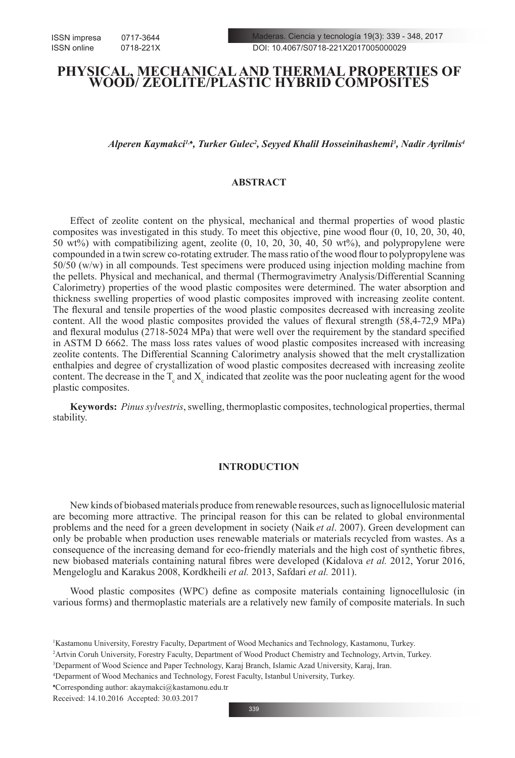# PHYSICAL, MECHANICAL AND THERMAL PROPERTIES OF WOOD/ ZEOLITE/PLASTIC HYBRID COMPOSITES

***Alperen Kaymakci[1,♠], Turker Gulec[2], Seyyed Khalil Hosseinihashemi[3], Nadir Ayrilmis[4]***

## ABSTRACT

Effect of zeolite content on the physical, mechanical and thermal properties of wood plastic composites was investigated in this study. To meet this objective, pine wood flour (0, 10, 20, 30, 40, 50 wt%) with compatibilizing agent, zeolite (0, 10, 20, 30, 40, 50 wt%), and polypropylene were compounded in a twin screw co-rotating extruder. The mass ratio of the wood flour to polypropylene was 50/50 (w/w) in all compounds. Test specimens were produced using injection molding machine from the pellets. Physical and mechanical, and thermal (Thermogravimetry Analysis/Differential Scanning Calorimetry) properties of the wood plastic composites were determined. The water absorption and thickness swelling properties of wood plastic composites improved with increasing zeolite content. The flexural and tensile properties of the wood plastic composites decreased with increasing zeolite content. All the wood plastic composites provided the values of flexural strength (58,4-72,9 MPa) and flexural modulus (2718-5024 MPa) that were well over the requirement by the standard specified in ASTM D 6662. The mass loss rates values of wood plastic composites increased with increasing zeolite contents. The Differential Scanning Calorimetry analysis showed that the melt crystallization enthalpies and degree of crystallization of wood plastic composites decreased with increasing zeolite content. The decrease in the $T_c$ and $X_c$ indicated that zeolite was the poor nucleating agent for the wood plastic composites.

**Keywords:** *Pinus sylvestris*, swelling, thermoplastic composites, technological properties, thermal stability.

## INTRODUCTION

New kinds of biobased materials produce from renewable resources, such as lignocellulosic material are becoming more attractive. The principal reason for this can be related to global environmental problems and the need for a green development in society (Naik *et al*. 2007). Green development can only be probable when production uses renewable materials or materials recycled from wastes. As a consequence of the increasing demand for eco-friendly materials and the high cost of synthetic fibres, new biobased materials containing natural fibres were developed (Kidalova *et al.* 2012, Yorur 2016, Mengeloglu and Karakus 2008, Kordkheili *et al.* 2013, Safdari *et al.* 2011).

Wood plastic composites (WPC) define as composite materials containing lignocellulosic (in various forms) and thermoplastic materials are a relatively new family of composite materials. In such

[1]Kastamonu University, Forestry Faculty, Department of Wood Mechanics and Technology, Kastamonu, Turkey.

[2]Artvin Coruh University, Forestry Faculty, Department of Wood Product Chemistry and Technology, Artvin, Turkey.

[3]Deparment of Wood Science and Paper Technology, Karaj Branch, Islamic Azad University, Karaj, Iran.

[4]Deparment of Wood Mechanics and Technology, Forest Faculty, Istanbul University, Turkey.

[♠]Corresponding author: akaymakci@kastamonu.edu.tr

Received: 14.10.2016 Accepted: 30.03.2017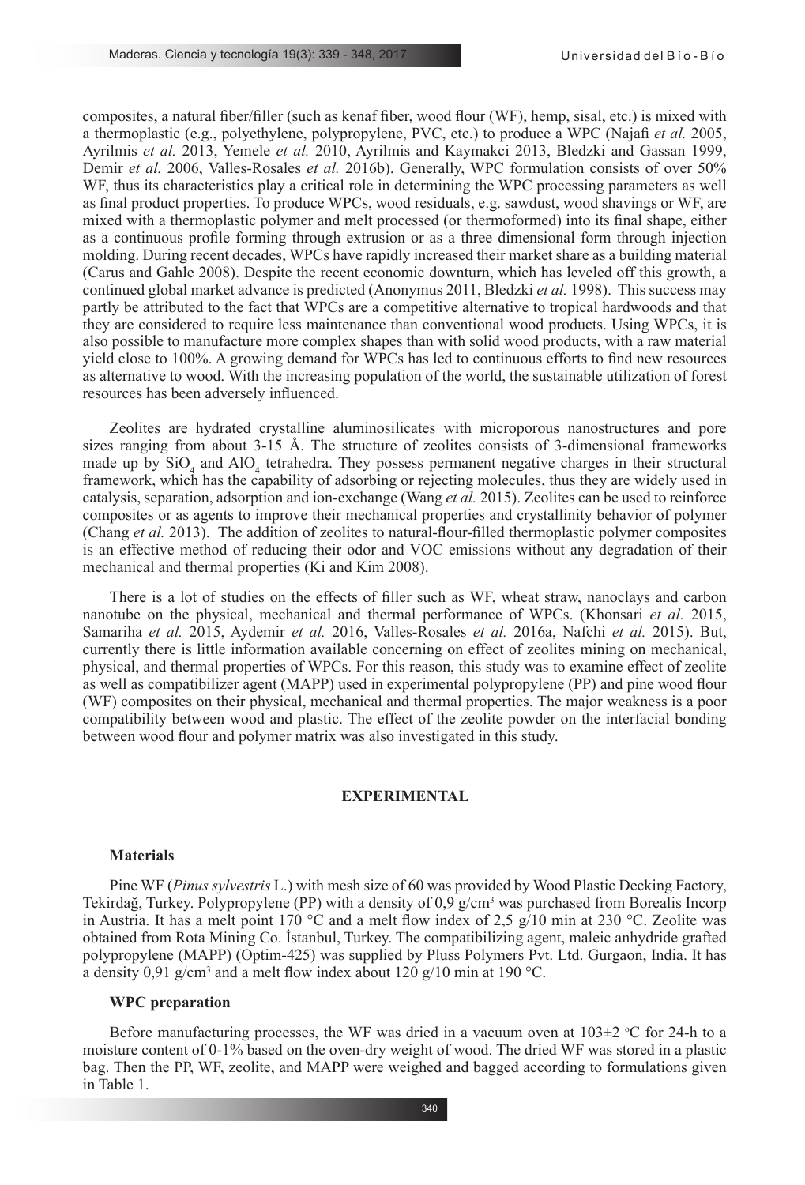composites, a natural fiber/filler (such as kenaf fiber, wood flour (WF), hemp, sisal, etc.) is mixed with a thermoplastic (e.g., polyethylene, polypropylene, PVC, etc.) to produce a WPC (Najafi *et al.* 2005, Ayrilmis *et al.* 2013, Yemele *et al.* 2010, Ayrilmis and Kaymakci 2013, Bledzki and Gassan 1999, Demir *et al.* 2006, Valles-Rosales *et al.* 2016b). Generally, WPC formulation consists of over 50% WF, thus its characteristics play a critical role in determining the WPC processing parameters as well as final product properties. To produce WPCs, wood residuals, e.g. sawdust, wood shavings or WF, are mixed with a thermoplastic polymer and melt processed (or thermoformed) into its final shape, either as a continuous profile forming through extrusion or as a three dimensional form through injection molding. During recent decades, WPCs have rapidly increased their market share as a building material (Carus and Gahle 2008). Despite the recent economic downturn, which has leveled off this growth, a continued global market advance is predicted (Anonymus 2011, Bledzki *et al.* 1998). This success may partly be attributed to the fact that WPCs are a competitive alternative to tropical hardwoods and that they are considered to require less maintenance than conventional wood products. Using WPCs, it is also possible to manufacture more complex shapes than with solid wood products, with a raw material yield close to 100%. A growing demand for WPCs has led to continuous efforts to find new resources as alternative to wood. With the increasing population of the world, the sustainable utilization of forest resources has been adversely influenced.

Zeolites are hydrated crystalline aluminosilicates with microporous nanostructures and pore sizes ranging from about 3-15 Å. The structure of zeolites consists of 3-dimensional frameworks made up by $SiO_4$ and $AlO_4$ tetrahedra. They possess permanent negative charges in their structural framework, which has the capability of adsorbing or rejecting molecules, thus they are widely used in catalysis, separation, adsorption and ion-exchange (Wang *et al.* 2015). Zeolites can be used to reinforce composites or as agents to improve their mechanical properties and crystallinity behavior of polymer (Chang *et al.* 2013). The addition of zeolites to natural-flour-filled thermoplastic polymer composites is an effective method of reducing their odor and VOC emissions without any degradation of their mechanical and thermal properties (Ki and Kim 2008).

There is a lot of studies on the effects of filler such as WF, wheat straw, nanoclays and carbon nanotube on the physical, mechanical and thermal performance of WPCs. (Khonsari *et al.* 2015, Samariha *et al.* 2015, Aydemir *et al.* 2016, Valles-Rosales *et al.* 2016a, Nafchi *et al.* 2015). But, currently there is little information available concerning on effect of zeolites mining on mechanical, physical, and thermal properties of WPCs. For this reason, this study was to examine effect of zeolite as well as compatibilizer agent (MAPP) used in experimental polypropylene (PP) and pine wood flour (WF) composites on their physical, mechanical and thermal properties. The major weakness is a poor compatibility between wood and plastic. The effect of the zeolite powder on the interfacial bonding between wood flour and polymer matrix was also investigated in this study.

## EXPERIMENTAL

### Materials

Pine WF (*Pinus sylvestris* L.) with mesh size of 60 was provided by Wood Plastic Decking Factory, Tekirdağ, Turkey. Polypropylene (PP) with a density of 0,9 g/cm$^3$ was purchased from Borealis Incorp in Austria. It has a melt point 170 °C and a melt flow index of 2,5 g/10 min at 230 °C. Zeolite was obtained from Rota Mining Co. İstanbul, Turkey. The compatibilizing agent, maleic anhydride grafted polypropylene (MAPP) (Optim-425) was supplied by Pluss Polymers Pvt. Ltd. Gurgaon, India. It has a density 0,91 g/cm$^3$ and a melt flow index about 120 g/10 min at 190 °C.

### WPC preparation

Before manufacturing processes, the WF was dried in a vacuum oven at 103±2 °C for 24-h to a moisture content of 0-1% based on the oven-dry weight of wood. The dried WF was stored in a plastic bag. Then the PP, WF, zeolite, and MAPP were weighed and bagged according to formulations given in Table 1.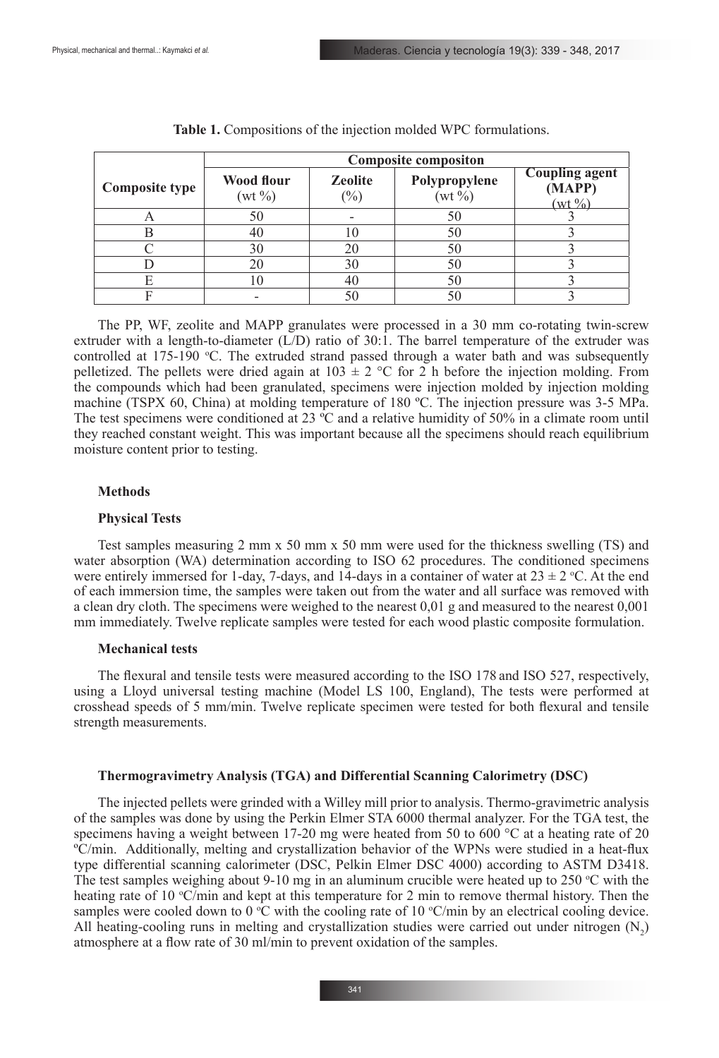**Table 1.** Compositions of the injection molded WPC formulations.

| Composite type | Composite compositon | | | |
|---|---|---|---|---|
| | Wood flour (wt %) | Zeolite (%) | Polypropylene (wt %) | Coupling agent (MAPP) (wt %) |
| A | 50 | - | 50 | 3 |
| B | 40 | 10 | 50 | 3 |
| C | 30 | 20 | 50 | 3 |
| D | 20 | 30 | 50 | 3 |
| E | 10 | 40 | 50 | 3 |
| F | - | 50 | 50 | 3 |

The PP, WF, zeolite and MAPP granulates were processed in a 30 mm co-rotating twin-screw extruder with a length-to-diameter (L/D) ratio of 30:1. The barrel temperature of the extruder was controlled at 175-190 ºC. The extruded strand passed through a water bath and was subsequently pelletized. The pellets were dried again at 103 ± 2 °C for 2 h before the injection molding. From the compounds which had been granulated, specimens were injection molded by injection molding machine (TSPX 60, China) at molding temperature of 180 ºC. The injection pressure was 3-5 MPa. The test specimens were conditioned at 23 ºC and a relative humidity of 50% in a climate room until they reached constant weight. This was important because all the specimens should reach equilibrium moisture content prior to testing.

**Methods**

**Physical Tests**

Test samples measuring 2 mm x 50 mm x 50 mm were used for the thickness swelling (TS) and water absorption (WA) determination according to ISO 62 procedures. The conditioned specimens were entirely immersed for 1-day, 7-days, and 14-days in a container of water at 23 ± 2 ºC. At the end of each immersion time, the samples were taken out from the water and all surface was removed with a clean dry cloth. The specimens were weighed to the nearest 0,01 g and measured to the nearest 0,001 mm immediately. Twelve replicate samples were tested for each wood plastic composite formulation.

**Mechanical tests**

The flexural and tensile tests were measured according to the ISO 178 and ISO 527, respectively, using a Lloyd universal testing machine (Model LS 100, England), The tests were performed at crosshead speeds of 5 mm/min. Twelve replicate specimen were tested for both flexural and tensile strength measurements.

**Thermogravimetry Analysis (TGA) and Differential Scanning Calorimetry (DSC)**

The injected pellets were grinded with a Willey mill prior to analysis. Thermo-gravimetric analysis of the samples was done by using the Perkin Elmer STA 6000 thermal analyzer. For the TGA test, the specimens having a weight between 17-20 mg were heated from 50 to 600 °C at a heating rate of 20 ºC/min. Additionally, melting and crystallization behavior of the WPNs were studied in a heat-flux type differential scanning calorimeter (DSC, Pelkin Elmer DSC 4000) according to ASTM D3418. The test samples weighing about 9-10 mg in an aluminum crucible were heated up to 250 ºC with the heating rate of 10 ºC/min and kept at this temperature for 2 min to remove thermal history. Then the samples were cooled down to 0 ºC with the cooling rate of 10 ºC/min by an electrical cooling device. All heating-cooling runs in melting and crystallization studies were carried out under nitrogen ($N_2$) atmosphere at a flow rate of 30 ml/min to prevent oxidation of the samples.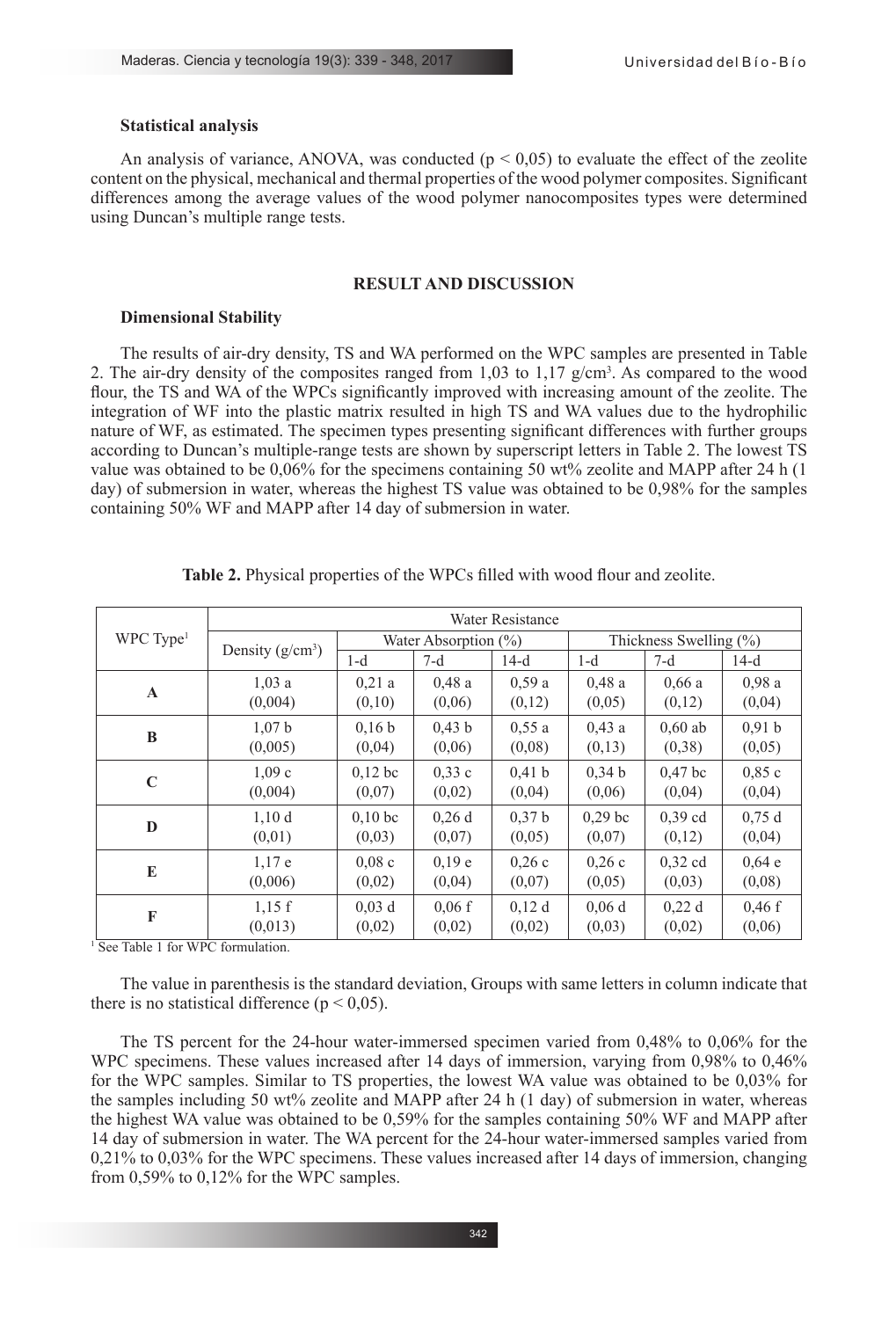### Statistical analysis

An analysis of variance, ANOVA, was conducted ($p < 0,05$) to evaluate the effect of the zeolite content on the physical, mechanical and thermal properties of the wood polymer composites. Significant differences among the average values of the wood polymer nanocomposites types were determined using Duncan's multiple range tests.

## RESULT AND DISCUSSION

### Dimensional Stability

The results of air-dry density, TS and WA performed on the WPC samples are presented in Table 2. The air-dry density of the composites ranged from 1,03 to 1,17 g/cm$^3$. As compared to the wood flour, the TS and WA of the WPCs significantly improved with increasing amount of the zeolite. The integration of WF into the plastic matrix resulted in high TS and WA values due to the hydrophilic nature of WF, as estimated. The specimen types presenting significant differences with further groups according to Duncan's multiple-range tests are shown by superscript letters in Table 2. The lowest TS value was obtained to be 0,06% for the specimens containing 50 wt% zeolite and MAPP after 24 h (1 day) of submersion in water, whereas the highest TS value was obtained to be 0,98% for the samples containing 50% WF and MAPP after 14 day of submersion in water.

**Table 2.** Physical properties of the WPCs filled with wood flour and zeolite.

| WPC Type[1] | Water Resistance | | | | | | |
|---|---|---|---|---|---|---|---|
| | Density (g/cm$^3$) | Water Absorption (%) | | | Thickness Swelling (%) | | |
| | | 1-d | 7-d | 14-d | 1-d | 7-d | 14-d |
| **A** | 1,03 a (0,004) | 0,21 a (0,10) | 0,48 a (0,06) | 0,59 a (0,12) | 0,48 a (0,05) | 0,66 a (0,12) | 0,98 a (0,04) |
| **B** | 1,07 b (0,005) | 0,16 b (0,04) | 0,43 b (0,06) | 0,55 a (0,08) | 0,43 a (0,13) | 0,60 ab (0,38) | 0,91 b (0,05) |
| **C** | 1,09 c (0,004) | 0,12 bc (0,07) | 0,33 c (0,02) | 0,41 b (0,04) | 0,34 b (0,06) | 0,47 bc (0,04) | 0,85 c (0,04) |
| **D** | 1,10 d (0,01) | 0,10 bc (0,03) | 0,26 d (0,07) | 0,37 b (0,05) | 0,29 bc (0,07) | 0,39 cd (0,12) | 0,75 d (0,04) |
| **E** | 1,17 e (0,006) | 0,08 c (0,02) | 0,19 e (0,04) | 0,26 c (0,07) | 0,26 c (0,05) | 0,32 cd (0,03) | 0,64 e (0,08) |
| **F** | 1,15 f (0,013) | 0,03 d (0,02) | 0,06 f (0,02) | 0,12 d (0,02) | 0,06 d (0,03) | 0,22 d (0,02) | 0,46 f (0,06) |

[1] See Table 1 for WPC formulation.

The value in parenthesis is the standard deviation, Groups with same letters in column indicate that there is no statistical difference ($p < 0,05$).

The TS percent for the 24-hour water-immersed specimen varied from 0,48% to 0,06% for the WPC specimens. These values increased after 14 days of immersion, varying from 0,98% to 0,46% for the WPC samples. Similar to TS properties, the lowest WA value was obtained to be 0,03% for the samples including 50 wt% zeolite and MAPP after 24 h (1 day) of submersion in water, whereas the highest WA value was obtained to be 0,59% for the samples containing 50% WF and MAPP after 14 day of submersion in water. The WA percent for the 24-hour water-immersed samples varied from 0,21% to 0,03% for the WPC specimens. These values increased after 14 days of immersion, changing from 0,59% to 0,12% for the WPC samples.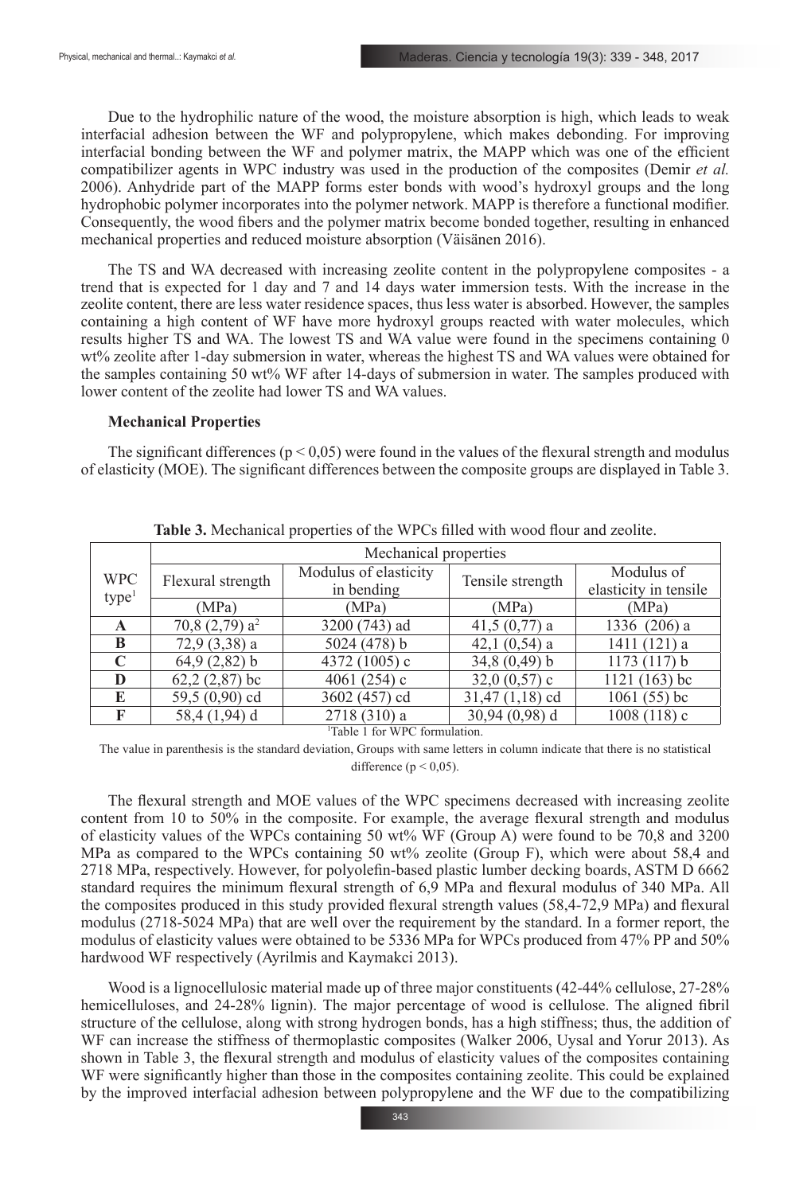Due to the hydrophilic nature of the wood, the moisture absorption is high, which leads to weak interfacial adhesion between the WF and polypropylene, which makes debonding. For improving interfacial bonding between the WF and polymer matrix, the MAPP which was one of the efficient compatibilizer agents in WPC industry was used in the production of the composites (Demir *et al.* 2006). Anhydride part of the MAPP forms ester bonds with wood's hydroxyl groups and the long hydrophobic polymer incorporates into the polymer network. MAPP is therefore a functional modifier. Consequently, the wood fibers and the polymer matrix become bonded together, resulting in enhanced mechanical properties and reduced moisture absorption (Väisänen 2016).

The TS and WA decreased with increasing zeolite content in the polypropylene composites - a trend that is expected for 1 day and 7 and 14 days water immersion tests. With the increase in the zeolite content, there are less water residence spaces, thus less water is absorbed. However, the samples containing a high content of WF have more hydroxyl groups reacted with water molecules, which results higher TS and WA. The lowest TS and WA value were found in the specimens containing 0 wt% zeolite after 1-day submersion in water, whereas the highest TS and WA values were obtained for the samples containing 50 wt% WF after 14-days of submersion in water. The samples produced with lower content of the zeolite had lower TS and WA values.

**Mechanical Properties**

The significant differences ($p < 0,05$) were found in the values of the flexural strength and modulus of elasticity (MOE). The significant differences between the composite groups are displayed in Table 3.

**Table 3.** Mechanical properties of the WPCs filled with wood flour and zeolite.

| WPC type[1] | Mechanical properties | | | |
|---|---|---|---|---|
| | Flexural strength | Modulus of elasticity in bending | Tensile strength | Modulus of elasticity in tensile |
| | (MPa) | (MPa) | (MPa) | (MPa) |
| **A** | 70,8 (2,79) a[2] | 3200 (743) ad | 41,5 (0,77) a | 1336 (206) a |
| **B** | 72,9 (3,38) a | 5024 (478) b | 42,1 (0,54) a | 1411 (121) a |
| **C** | 64,9 (2,82) b | 4372 (1005) c | 34,8 (0,49) b | 1173 (117) b |
| **D** | 62,2 (2,87) bc | 4061 (254) c | 32,0 (0,57) c | 1121 (163) bc |
| **E** | 59,5 (0,90) cd | 3602 (457) cd | 31,47 (1,18) cd | 1061 (55) bc |
| **F** | 58,4 (1,94) d | 2718 (310) a | 30,94 (0,98) d | 1008 (118) c |

[1]Table 1 for WPC formulation.

The value in parenthesis is the standard deviation, Groups with same letters in column indicate that there is no statistical difference ($p < 0,05$).

The flexural strength and MOE values of the WPC specimens decreased with increasing zeolite content from 10 to 50% in the composite. For example, the average flexural strength and modulus of elasticity values of the WPCs containing 50 wt% WF (Group A) were found to be 70,8 and 3200 MPa as compared to the WPCs containing 50 wt% zeolite (Group F), which were about 58,4 and 2718 MPa, respectively. However, for polyolefin-based plastic lumber decking boards, ASTM D 6662 standard requires the minimum flexural strength of 6,9 MPa and flexural modulus of 340 MPa. All the composites produced in this study provided flexural strength values (58,4-72,9 MPa) and flexural modulus (2718-5024 MPa) that are well over the requirement by the standard. In a former report, the modulus of elasticity values were obtained to be 5336 MPa for WPCs produced from 47% PP and 50% hardwood WF respectively (Ayrilmis and Kaymakci 2013).

Wood is a lignocellulosic material made up of three major constituents (42-44% cellulose, 27-28% hemicelluloses, and 24-28% lignin). The major percentage of wood is cellulose. The aligned fibril structure of the cellulose, along with strong hydrogen bonds, has a high stiffness; thus, the addition of WF can increase the stiffness of thermoplastic composites (Walker 2006, Uysal and Yorur 2013). As shown in Table 3, the flexural strength and modulus of elasticity values of the composites containing WF were significantly higher than those in the composites containing zeolite. This could be explained by the improved interfacial adhesion between polypropylene and the WF due to the compatibilizing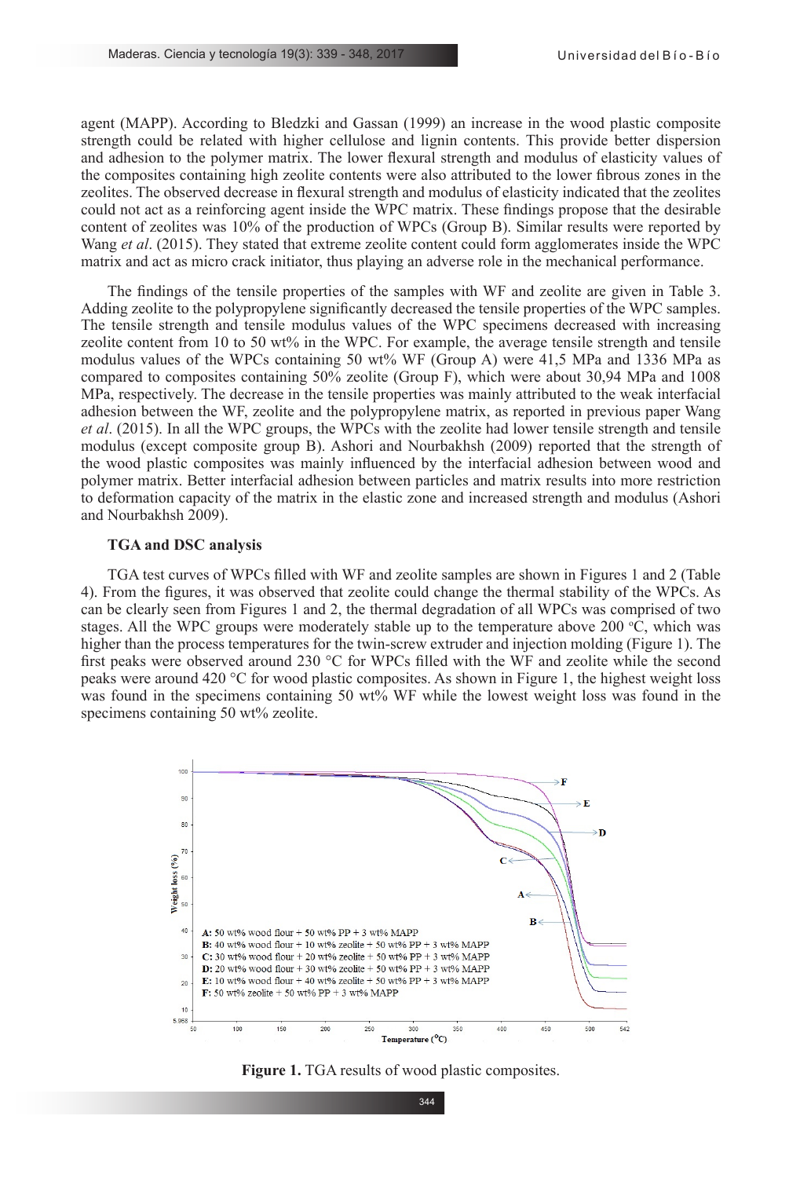agent (MAPP). According to Bledzki and Gassan (1999) an increase in the wood plastic composite strength could be related with higher cellulose and lignin contents. This provide better dispersion and adhesion to the polymer matrix. The lower flexural strength and modulus of elasticity values of the composites containing high zeolite contents were also attributed to the lower fibrous zones in the zeolites. The observed decrease in flexural strength and modulus of elasticity indicated that the zeolites could not act as a reinforcing agent inside the WPC matrix. These findings propose that the desirable content of zeolites was 10% of the production of WPCs (Group B). Similar results were reported by Wang *et al*. (2015). They stated that extreme zeolite content could form agglomerates inside the WPC matrix and act as micro crack initiator, thus playing an adverse role in the mechanical performance.

The findings of the tensile properties of the samples with WF and zeolite are given in Table 3. Adding zeolite to the polypropylene significantly decreased the tensile properties of the WPC samples. The tensile strength and tensile modulus values of the WPC specimens decreased with increasing zeolite content from 10 to 50 wt% in the WPC. For example, the average tensile strength and tensile modulus values of the WPCs containing 50 wt% WF (Group A) were 41,5 MPa and 1336 MPa as compared to composites containing 50% zeolite (Group F), which were about 30,94 MPa and 1008 MPa, respectively. The decrease in the tensile properties was mainly attributed to the weak interfacial adhesion between the WF, zeolite and the polypropylene matrix, as reported in previous paper Wang *et al*. (2015). In all the WPC groups, the WPCs with the zeolite had lower tensile strength and tensile modulus (except composite group B). Ashori and Nourbakhsh (2009) reported that the strength of the wood plastic composites was mainly influenced by the interfacial adhesion between wood and polymer matrix. Better interfacial adhesion between particles and matrix results into more restriction to deformation capacity of the matrix in the elastic zone and increased strength and modulus (Ashori and Nourbakhsh 2009).

### TGA and DSC analysis

TGA test curves of WPCs filled with WF and zeolite samples are shown in Figures 1 and 2 (Table 4). From the figures, it was observed that zeolite could change the thermal stability of the WPCs. As can be clearly seen from Figures 1 and 2, the thermal degradation of all WPCs was comprised of two stages. All the WPC groups were moderately stable up to the temperature above 200 $^{o}$C, which was higher than the process temperatures for the twin-screw extruder and injection molding (Figure 1). The first peaks were observed around 230 °C for WPCs filled with the WF and zeolite while the second peaks were around 420 °C for wood plastic composites. As shown in Figure 1, the highest weight loss was found in the specimens containing 50 wt% WF while the lowest weight loss was found in the specimens containing 50 wt% zeolite.

**Figure 1.** TGA results of wood plastic composites.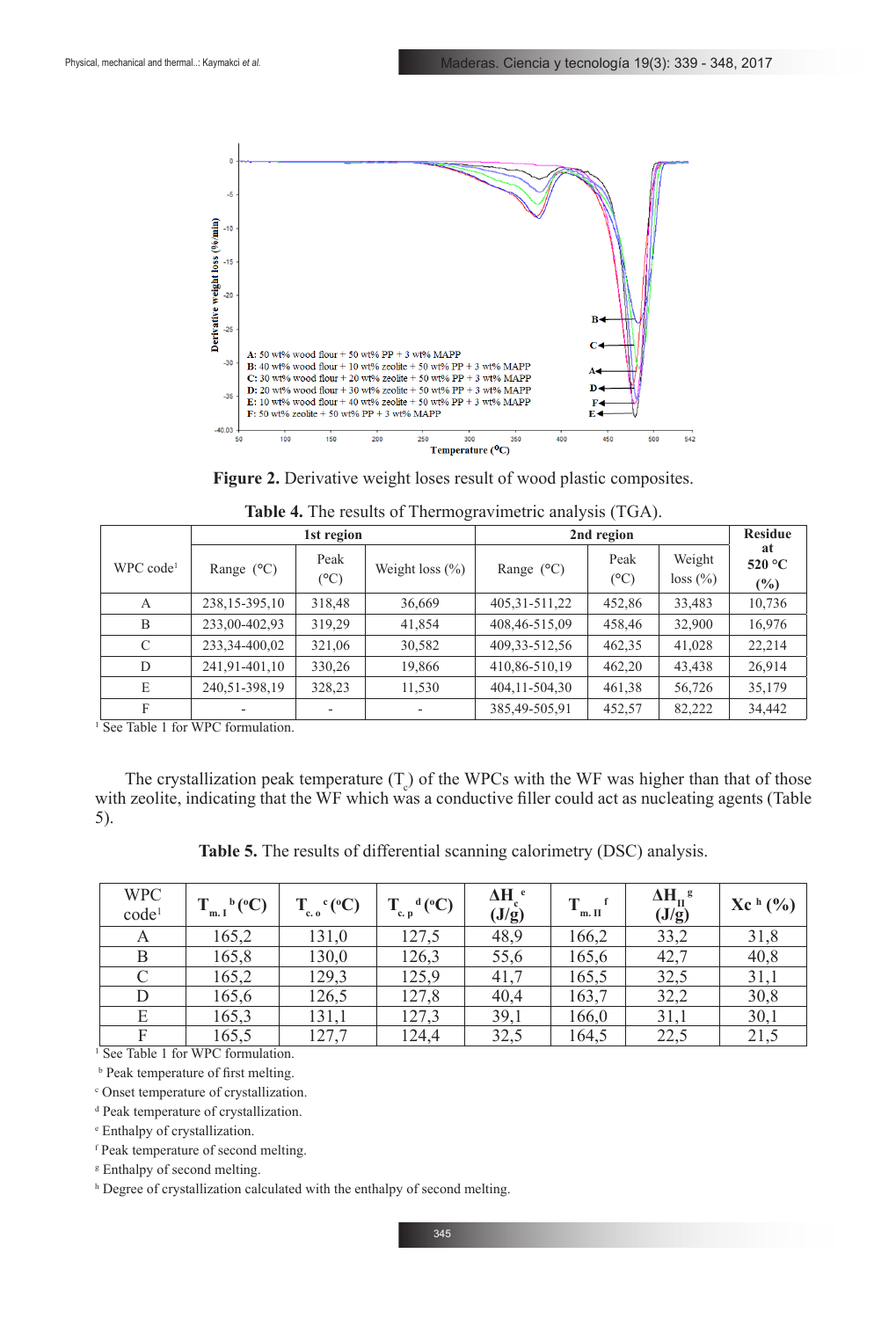**Figure 2.** Derivative weight loses result of wood plastic composites.

**Table 4.** The results of Thermogravimetric analysis (TGA).

| WPC code[1] | 1st region | | | 2nd region | | | Residue at 520 °C (%) |
|---|---|---|---|---|---|---|---|
| | Range (°C) | Peak (°C) | Weight loss (%) | Range (°C) | Peak (°C) | Weight loss (%) | |
| A | 238,15-395,10 | 318,48 | 36,669 | 405,31-511,22 | 452,86 | 33,483 | 10,736 |
| B | 233,00-402,93 | 319,29 | 41,854 | 408,46-515,09 | 458,46 | 32,900 | 16,976 |
| C | 233,34-400,02 | 321,06 | 30,582 | 409,33-512,56 | 462,35 | 41,028 | 22,214 |
| D | 241,91-401,10 | 330,26 | 19,866 | 410,86-510,19 | 462,20 | 43,438 | 26,914 |
| E | 240,51-398,19 | 328,23 | 11,530 | 404,11-504,30 | 461,38 | 56,726 | 35,179 |
| F | - | - | - | 385,49-505,91 | 452,57 | 82,222 | 34,442 |

[1] See Table 1 for WPC formulation.

The crystallization peak temperature ($T_c$) of the WPCs with the WF was higher than that of those with zeolite, indicating that the WF which was a conductive filler could act as nucleating agents (Table 5).

**Table 5.** The results of differential scanning calorimetry (DSC) analysis.

| WPC code[1] | $T_{m.I}$ [b] (°C) | $T_{c.o}$ [c] (°C) | $T_{c.p}$ [d] (°C) | $\Delta H_c$ [e] (J/g) | $T_{m.II}$ [f] | $\Delta H_{II}$ [g] (J/g) | Xc [h] (%) |
|---|---|---|---|---|---|---|---|
| A | 165,2 | 131,0 | 127,5 | 48,9 | 166,2 | 33,2 | 31,8 |
| B | 165,8 | 130,0 | 126,3 | 55,6 | 165,6 | 42,7 | 40,8 |
| C | 165,2 | 129,3 | 125,9 | 41,7 | 165,5 | 32,5 | 31,1 |
| D | 165,6 | 126,5 | 127,8 | 40,4 | 163,7 | 32,2 | 30,8 |
| E | 165,3 | 131,1 | 127,3 | 39,1 | 166,0 | 31,1 | 30,1 |
| F | 165,5 | 127,7 | 124,4 | 32,5 | 164,5 | 22,5 | 21,5 |

[1] See Table 1 for WPC formulation.

[b] Peak temperature of first melting.

[c] Onset temperature of crystallization.

[d] Peak temperature of crystallization.

[e] Enthalpy of crystallization.

[f] Peak temperature of second melting.

[g] Enthalpy of second melting.

[h] Degree of crystallization calculated with the enthalpy of second melting.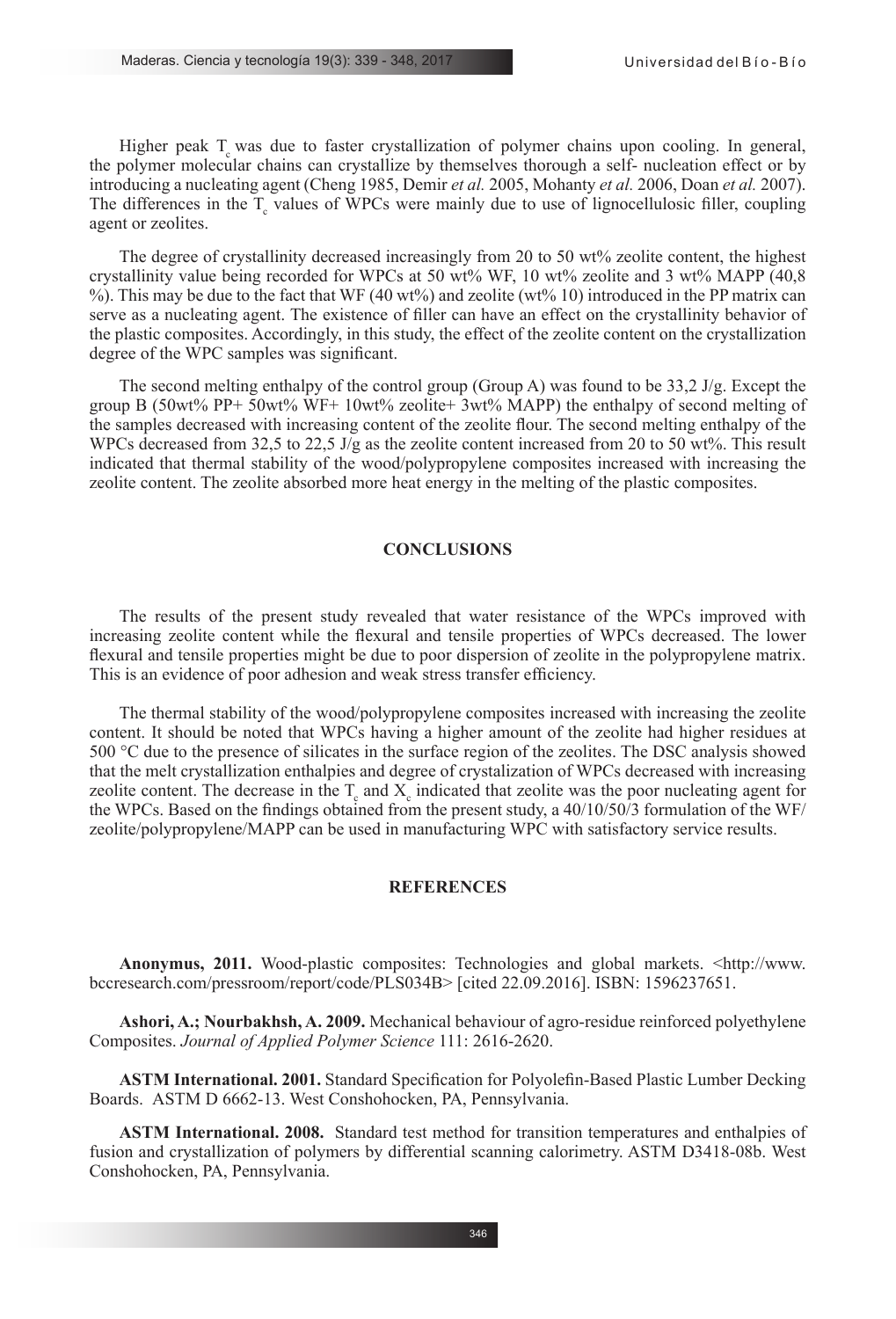Higher peak $T_c$ was due to faster crystallization of polymer chains upon cooling. In general, the polymer molecular chains can crystallize by themselves thorough a self- nucleation effect or by introducing a nucleating agent (Cheng 1985, Demir *et al.* 2005, Mohanty *et al.* 2006, Doan *et al.* 2007). The differences in the $T_c$ values of WPCs were mainly due to use of lignocellulosic filler, coupling agent or zeolites.

The degree of crystallinity decreased increasingly from 20 to 50 wt% zeolite content, the highest crystallinity value being recorded for WPCs at 50 wt% WF, 10 wt% zeolite and 3 wt% MAPP (40,8 %). This may be due to the fact that WF (40 wt%) and zeolite (wt% 10) introduced in the PP matrix can serve as a nucleating agent. The existence of filler can have an effect on the crystallinity behavior of the plastic composites. Accordingly, in this study, the effect of the zeolite content on the crystallization degree of the WPC samples was significant.

The second melting enthalpy of the control group (Group A) was found to be 33,2 J/g. Except the group B (50wt% PP+ 50wt% WF+ 10wt% zeolite+ 3wt% MAPP) the enthalpy of second melting of the samples decreased with increasing content of the zeolite flour. The second melting enthalpy of the WPCs decreased from 32,5 to 22,5 J/g as the zeolite content increased from 20 to 50 wt%. This result indicated that thermal stability of the wood/polypropylene composites increased with increasing the zeolite content. The zeolite absorbed more heat energy in the melting of the plastic composites.

## CONCLUSIONS

The results of the present study revealed that water resistance of the WPCs improved with increasing zeolite content while the flexural and tensile properties of WPCs decreased. The lower flexural and tensile properties might be due to poor dispersion of zeolite in the polypropylene matrix. This is an evidence of poor adhesion and weak stress transfer efficiency.

The thermal stability of the wood/polypropylene composites increased with increasing the zeolite content. It should be noted that WPCs having a higher amount of the zeolite had higher residues at 500 °C due to the presence of silicates in the surface region of the zeolites. The DSC analysis showed that the melt crystallization enthalpies and degree of crystalization of WPCs decreased with increasing zeolite content. The decrease in the $T_c$ and $X_c$ indicated that zeolite was the poor nucleating agent for the WPCs. Based on the findings obtained from the present study, a 40/10/50/3 formulation of the WF/zeolite/polypropylene/MAPP can be used in manufacturing WPC with satisfactory service results.

## REFERENCES

**Anonymus, 2011.** Wood-plastic composites: Technologies and global markets. <http://www.bccresearch.com/pressroom/report/code/PLS034B> [cited 22.09.2016]. ISBN: 1596237651.

**Ashori, A.; Nourbakhsh, A. 2009.** Mechanical behaviour of agro-residue reinforced polyethylene Composites. *Journal of Applied Polymer Science* 111: 2616-2620.

**ASTM International. 2001.** Standard Specification for Polyolefin-Based Plastic Lumber Decking Boards. ASTM D 6662-13. West Conshohocken, PA, Pennsylvania.

**ASTM International. 2008.** Standard test method for transition temperatures and enthalpies of fusion and crystallization of polymers by differential scanning calorimetry. ASTM D3418-08b. West Conshohocken, PA, Pennsylvania.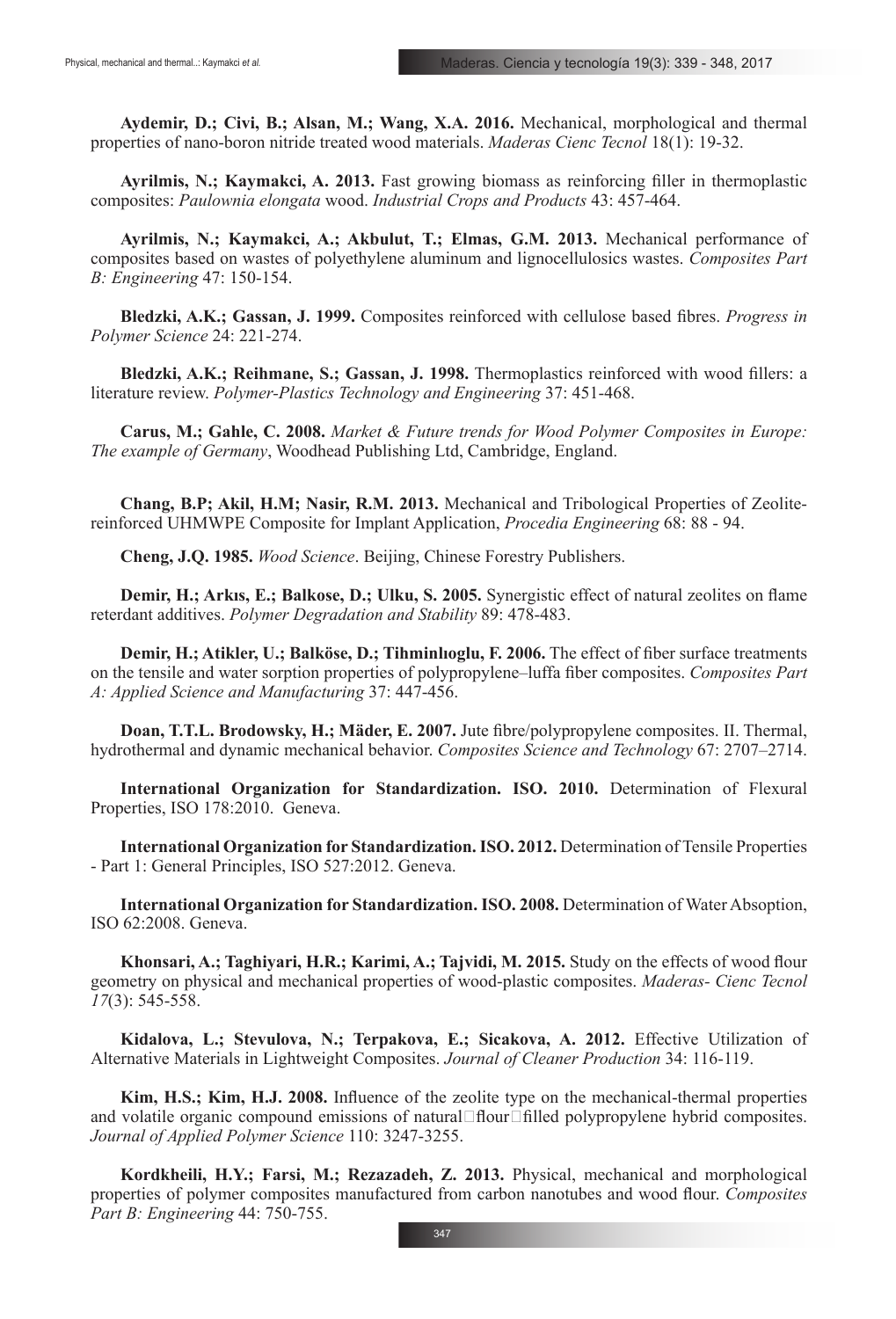**Aydemir, D.; Civi, B.; Alsan, M.; Wang, X.A. 2016.** Mechanical, morphological and thermal properties of nano-boron nitride treated wood materials. *Maderas Cienc Tecnol* 18(1): 19-32.

**Ayrilmis, N.; Kaymakci, A. 2013.** Fast growing biomass as reinforcing filler in thermoplastic composites: *Paulownia elongata* wood. *Industrial Crops and Products* 43: 457-464.

**Ayrilmis, N.; Kaymakci, A.; Akbulut, T.; Elmas, G.M. 2013.** Mechanical performance of composites based on wastes of polyethylene aluminum and lignocellulosics wastes. *Composites Part B: Engineering* 47: 150-154.

**Bledzki, A.K.; Gassan, J. 1999.** Composites reinforced with cellulose based fibres. *Progress in Polymer Science* 24: 221-274.

**Bledzki, A.K.; Reihmane, S.; Gassan, J. 1998.** Thermoplastics reinforced with wood fillers: a literature review. *Polymer-Plastics Technology and Engineering* 37: 451-468.

**Carus, M.; Gahle, C. 2008.** *Market & Future trends for Wood Polymer Composites in Europe: The example of Germany*, Woodhead Publishing Ltd, Cambridge, England.

**Chang, B.P; Akil, H.M; Nasir, R.M. 2013.** Mechanical and Tribological Properties of Zeolite-reinforced UHMWPE Composite for Implant Application, *Procedia Engineering* 68: 88 - 94.

**Cheng, J.Q. 1985.** *Wood Science*. Beijing, Chinese Forestry Publishers.

**Demir, H.; Arkıs, E.; Balkose, D.; Ulku, S. 2005.** Synergistic effect of natural zeolites on flame reterdant additives. *Polymer Degradation and Stability* 89: 478-483.

**Demir, H.; Atikler, U.; Balköse, D.; Tihminlıoglu, F. 2006.** The effect of fiber surface treatments on the tensile and water sorption properties of polypropylene–luffa fiber composites. *Composites Part A: Applied Science and Manufacturing* 37: 447-456.

**Doan, T.T.L. Brodowsky, H.; Mäder, E. 2007.** Jute fibre/polypropylene composites. II. Thermal, hydrothermal and dynamic mechanical behavior. *Composites Science and Technology* 67: 2707–2714.

**International Organization for Standardization. ISO. 2010.** Determination of Flexural Properties, ISO 178:2010. Geneva.

**International Organization for Standardization. ISO. 2012.** Determination of Tensile Properties - Part 1: General Principles, ISO 527:2012. Geneva.

**International Organization for Standardization. ISO. 2008.** Determination of Water Absoption, ISO 62:2008. Geneva.

**Khonsari, A.; Taghiyari, H.R.; Karimi, A.; Tajvidi, M. 2015.** Study on the effects of wood flour geometry on physical and mechanical properties of wood-plastic composites. *Maderas- Cienc Tecnol 17*(3): 545-558.

**Kidalova, L.; Stevulova, N.; Terpakova, E.; Sicakova, A. 2012.** Effective Utilization of Alternative Materials in Lightweight Composites. *Journal of Cleaner Production* 34: 116-119.

**Kim, H.S.; Kim, H.J. 2008.** Influence of the zeolite type on the mechanical-thermal properties and volatile organic compound emissions of natural□flour□filled polypropylene hybrid composites. *Journal of Applied Polymer Science* 110: 3247-3255.

**Kordkheili, H.Y.; Farsi, M.; Rezazadeh, Z. 2013.** Physical, mechanical and morphological properties of polymer composites manufactured from carbon nanotubes and wood flour. *Composites Part B: Engineering* 44: 750-755.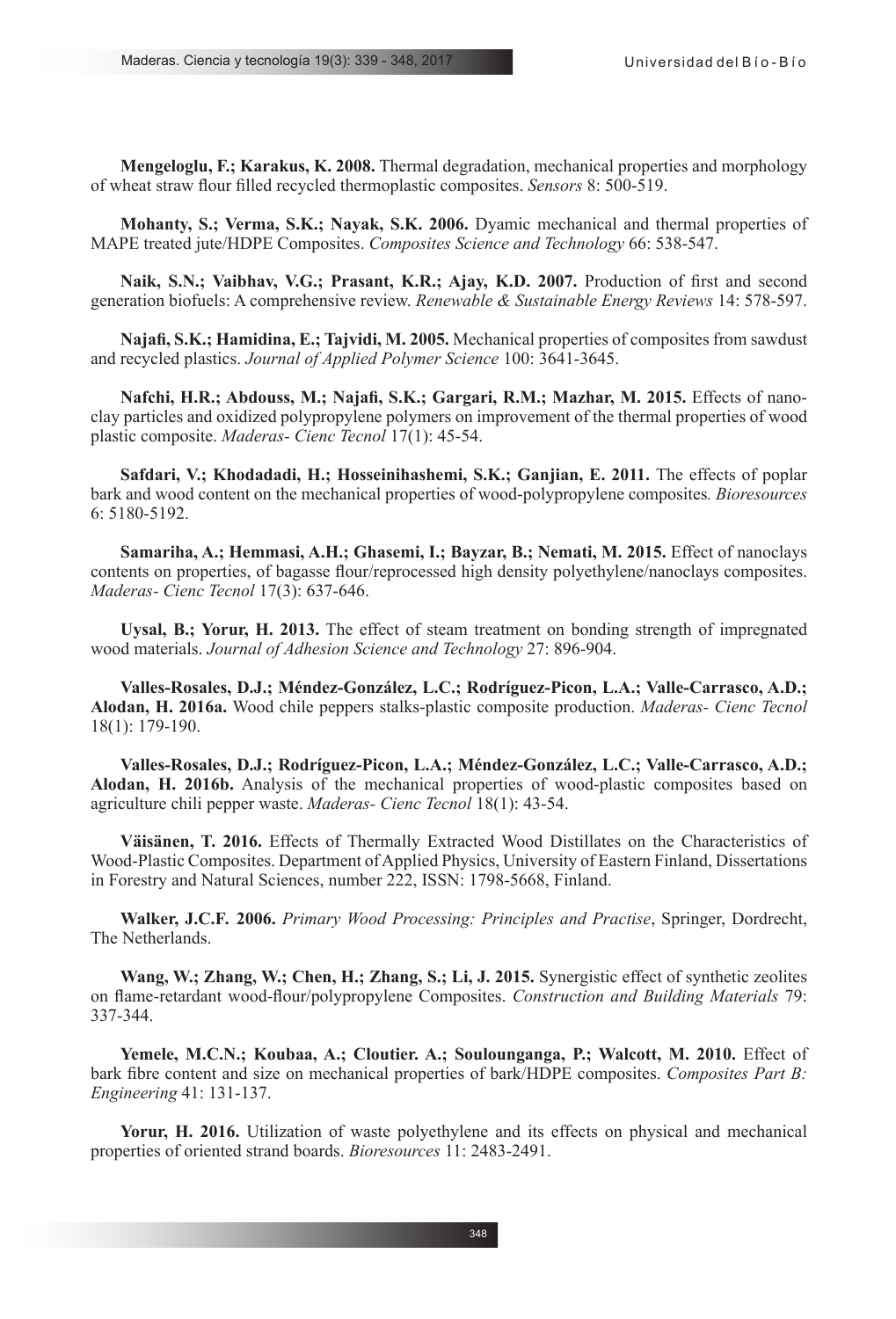**Mengeloglu, F.; Karakus, K. 2008.** Thermal degradation, mechanical properties and morphology of wheat straw flour filled recycled thermoplastic composites. *Sensors* 8: 500-519.

**Mohanty, S.; Verma, S.K.; Nayak, S.K. 2006.** Dyamic mechanical and thermal properties of MAPE treated jute/HDPE Composites. *Composites Science and Technology* 66: 538-547.

**Naik, S.N.; Vaibhav, V.G.; Prasant, K.R.; Ajay, K.D. 2007.** Production of first and second generation biofuels: A comprehensive review. *Renewable & Sustainable Energy Reviews* 14: 578-597.

**Najafi, S.K.; Hamidina, E.; Tajvidi, M. 2005.** Mechanical properties of composites from sawdust and recycled plastics. *Journal of Applied Polymer Science* 100: 3641-3645.

**Nafchi, H.R.; Abdouss, M.; Najafi, S.K.; Gargari, R.M.; Mazhar, M. 2015.** Effects of nanoclay particles and oxidized polypropylene polymers on improvement of the thermal properties of wood plastic composite. *Maderas- Cienc Tecnol* 17(1): 45-54.

**Safdari, V.; Khodadadi, H.; Hosseinihashemi, S.K.; Ganjian, E. 2011.** The effects of poplar bark and wood content on the mechanical properties of wood-polypropylene composites*. Bioresources* 6: 5180-5192.

**Samariha, A.; Hemmasi, A.H.; Ghasemi, I.; Bayzar, B.; Nemati, M. 2015.** Effect of nanoclays contents on properties, of bagasse flour/reprocessed high density polyethylene/nanoclays composites. *Maderas- Cienc Tecnol* 17(3): 637-646.

**Uysal, B.; Yorur, H. 2013.** The effect of steam treatment on bonding strength of impregnated wood materials. *Journal of Adhesion Science and Technology* 27: 896-904.

**Valles-Rosales, D.J.; Méndez-González, L.C.; Rodríguez-Picon, L.A.; Valle-Carrasco, A.D.; Alodan, H. 2016a.** Wood chile peppers stalks-plastic composite production. *Maderas- Cienc Tecnol* 18(1): 179-190.

**Valles-Rosales, D.J.; Rodríguez-Picon, L.A.; Méndez-González, L.C.; Valle-Carrasco, A.D.; Alodan, H. 2016b.** Analysis of the mechanical properties of wood-plastic composites based on agriculture chili pepper waste. *Maderas- Cienc Tecnol* 18(1): 43-54.

**Väisänen, T. 2016.** Effects of Thermally Extracted Wood Distillates on the Characteristics of Wood-Plastic Composites. Department of Applied Physics, University of Eastern Finland, Dissertations in Forestry and Natural Sciences, number 222, ISSN: 1798-5668, Finland.

**Walker, J.C.F. 2006.** *Primary Wood Processing: Principles and Practise*, Springer, Dordrecht, The Netherlands.

**Wang, W.; Zhang, W.; Chen, H.; Zhang, S.; Li, J. 2015.** Synergistic effect of synthetic zeolites on flame-retardant wood-flour/polypropylene Composites. *Construction and Building Materials* 79: 337-344.

**Yemele, M.C.N.; Koubaa, A.; Cloutier. A.; Soulounganga, P.; Walcott, M. 2010.** Effect of bark fibre content and size on mechanical properties of bark/HDPE composites. *Composites Part B: Engineering* 41: 131-137.

**Yorur, H. 2016.** Utilization of waste polyethylene and its effects on physical and mechanical properties of oriented strand boards. *Bioresources* 11: 2483-2491.